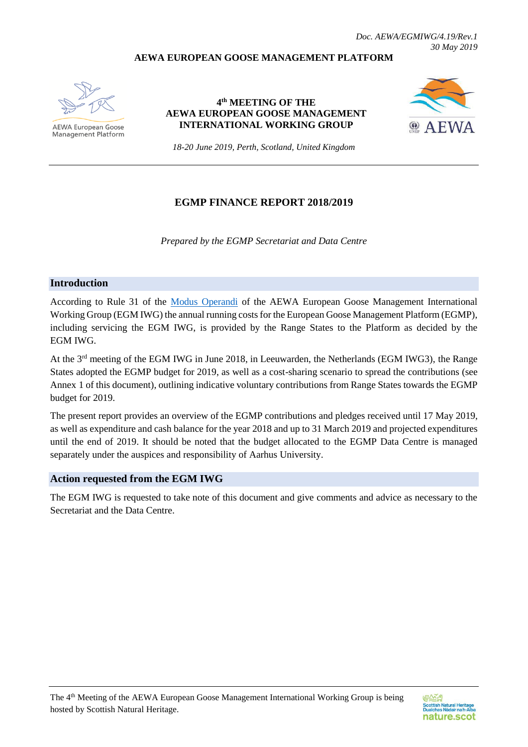*Doc. AEWA/EGMIWG/4.19/Rev.1*
*30 May 2019*

**AEWA EUROPEAN GOOSE MANAGEMENT PLATFORM**

AEWA European Goose Management Platform

**4th MEETING OF THE AEWA EUROPEAN GOOSE MANAGEMENT INTERNATIONAL WORKING GROUP**

*18-20 June 2019, Perth, Scotland, United Kingdom*

# EGMP FINANCE REPORT 2018/2019

*Prepared by the EGMP Secretariat and Data Centre*

## Introduction

According to Rule 31 of the Modus Operandi of the AEWA European Goose Management International Working Group (EGM IWG) the annual running costs for the European Goose Management Platform (EGMP), including servicing the EGM IWG, is provided by the Range States to the Platform as decided by the EGM IWG.

At the 3rd meeting of the EGM IWG in June 2018, in Leeuwarden, the Netherlands (EGM IWG3), the Range States adopted the EGMP budget for 2019, as well as a cost-sharing scenario to spread the contributions (see Annex 1 of this document), outlining indicative voluntary contributions from Range States towards the EGMP budget for 2019.

The present report provides an overview of the EGMP contributions and pledges received until 17 May 2019, as well as expenditure and cash balance for the year 2018 and up to 31 March 2019 and projected expenditures until the end of 2019. It should be noted that the budget allocated to the EGMP Data Centre is managed separately under the auspices and responsibility of Aarhus University.

## Action requested from the EGM IWG

The EGM IWG is requested to take note of this document and give comments and advice as necessary to the Secretariat and the Data Centre.

The 4th Meeting of the AEWA European Goose Management International Working Group is being hosted by Scottish Natural Heritage.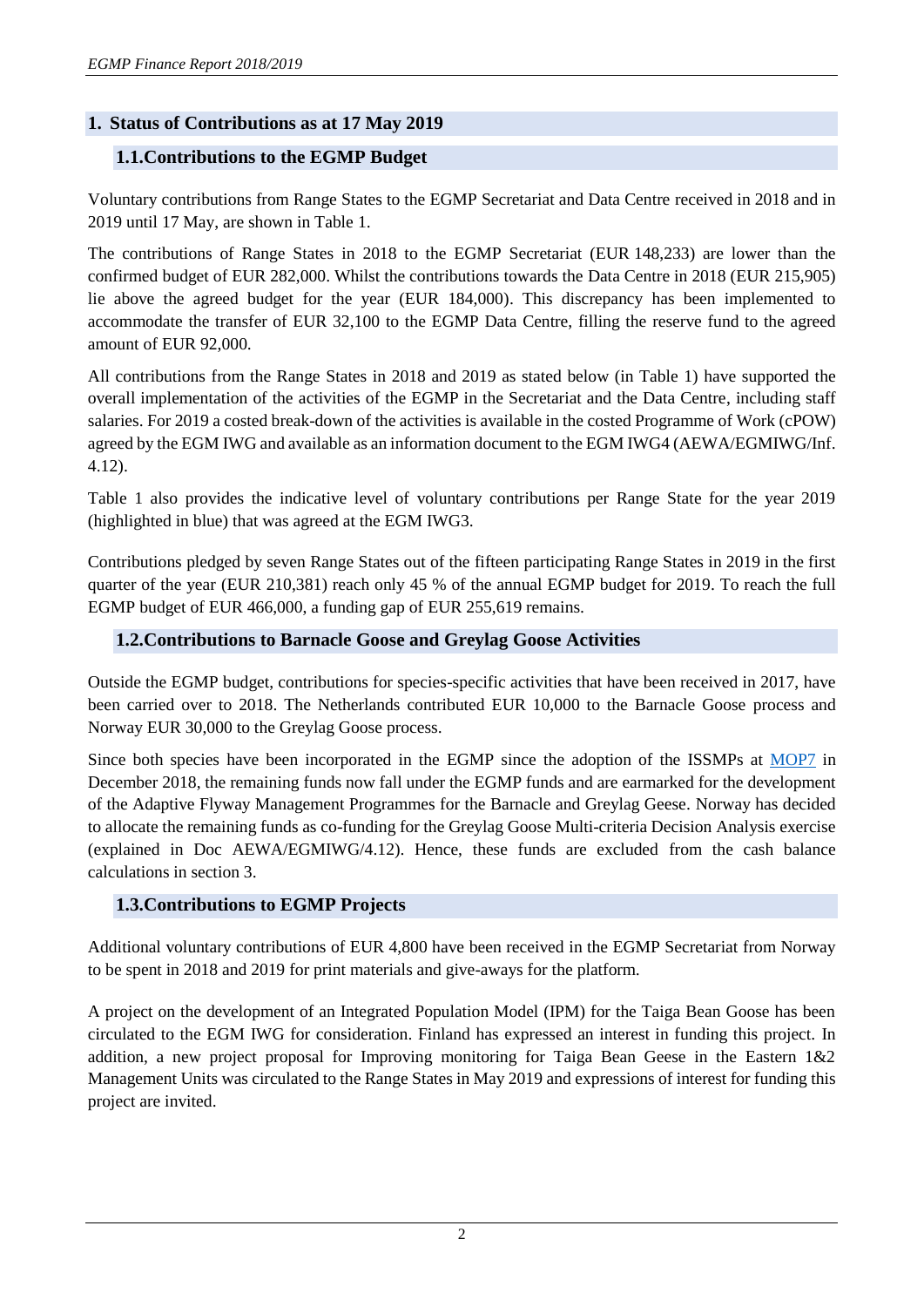# 1. Status of Contributions as at 17 May 2019

## 1.1. Contributions to the EGMP Budget

Voluntary contributions from Range States to the EGMP Secretariat and Data Centre received in 2018 and in 2019 until 17 May, are shown in Table 1.

The contributions of Range States in 2018 to the EGMP Secretariat (EUR 148,233) are lower than the confirmed budget of EUR 282,000. Whilst the contributions towards the Data Centre in 2018 (EUR 215,905) lie above the agreed budget for the year (EUR 184,000). This discrepancy has been implemented to accommodate the transfer of EUR 32,100 to the EGMP Data Centre, filling the reserve fund to the agreed amount of EUR 92,000.

All contributions from the Range States in 2018 and 2019 as stated below (in Table 1) have supported the overall implementation of the activities of the EGMP in the Secretariat and the Data Centre, including staff salaries. For 2019 a costed break-down of the activities is available in the costed Programme of Work (cPOW) agreed by the EGM IWG and available as an information document to the EGM IWG4 (AEWA/EGMIWG/Inf. 4.12).

Table 1 also provides the indicative level of voluntary contributions per Range State for the year 2019 (highlighted in blue) that was agreed at the EGM IWG3.

Contributions pledged by seven Range States out of the fifteen participating Range States in 2019 in the first quarter of the year (EUR 210,381) reach only 45 % of the annual EGMP budget for 2019. To reach the full EGMP budget of EUR 466,000, a funding gap of EUR 255,619 remains.

## 1.2. Contributions to Barnacle Goose and Greylag Goose Activities

Outside the EGMP budget, contributions for species-specific activities that have been received in 2017, have been carried over to 2018. The Netherlands contributed EUR 10,000 to the Barnacle Goose process and Norway EUR 30,000 to the Greylag Goose process.

Since both species have been incorporated in the EGMP since the adoption of the ISSMPs at MOP7 in December 2018, the remaining funds now fall under the EGMP funds and are earmarked for the development of the Adaptive Flyway Management Programmes for the Barnacle and Greylag Geese. Norway has decided to allocate the remaining funds as co-funding for the Greylag Goose Multi-criteria Decision Analysis exercise (explained in Doc AEWA/EGMIWG/4.12). Hence, these funds are excluded from the cash balance calculations in section 3.

## 1.3. Contributions to EGMP Projects

Additional voluntary contributions of EUR 4,800 have been received in the EGMP Secretariat from Norway to be spent in 2018 and 2019 for print materials and give-aways for the platform.

A project on the development of an Integrated Population Model (IPM) for the Taiga Bean Goose has been circulated to the EGM IWG for consideration. Finland has expressed an interest in funding this project. In addition, a new project proposal for Improving monitoring for Taiga Bean Geese in the Eastern 1&2 Management Units was circulated to the Range States in May 2019 and expressions of interest for funding this project are invited.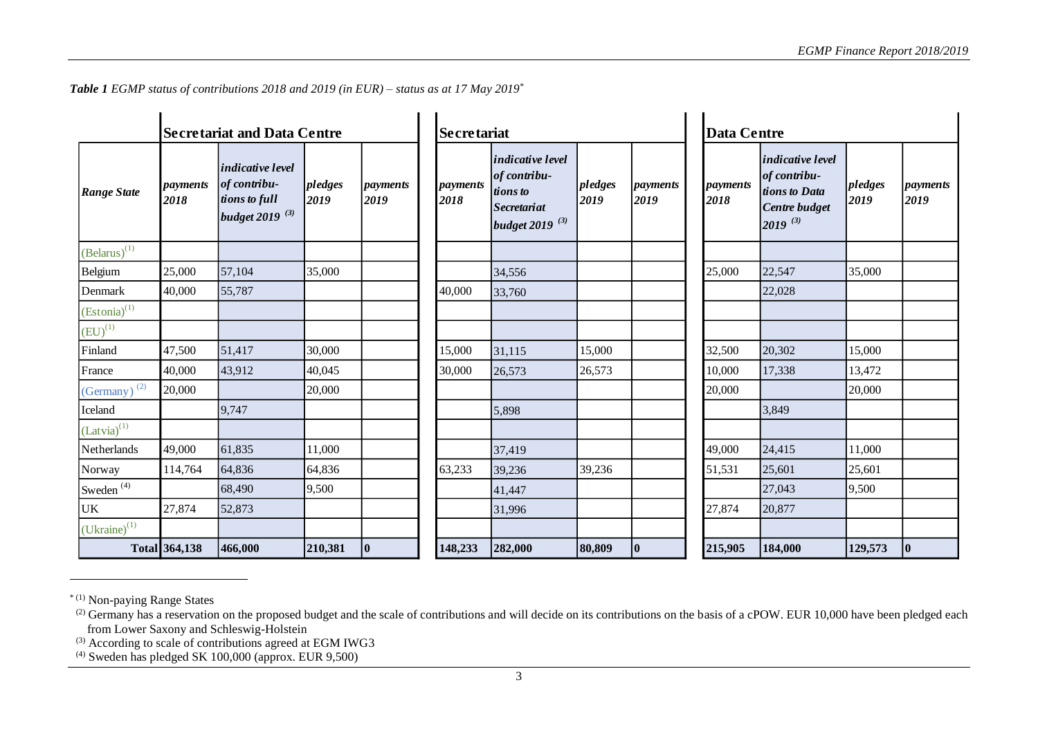***Table 1** EGMP status of contributions 2018 and 2019 (in EUR) – status as at 17 May 2019*[*]

| Range State | Secretariat and Data Centre | | | | Secretariat | | | | Data Centre | | | |
|---|---|---|---|---|---|---|---|---|---|---|---|---|
| | *payments 2018* | *indicative level of contributions to full budget 2019* [(3)] | *pledges 2019* | *payments 2019* | *payments 2018* | *indicative level of contributions to Secretariat budget 2019* [(3)] | *pledges 2019* | *payments 2019* | *payments 2018* | *indicative level of contributions to Data Centre budget 2019* [(3)] | *pledges 2019* | *payments 2019* |
| (Belarus)[(1)] | | | | | | | | | | | | |
| Belgium | 25,000 | 57,104 | 35,000 | | | 34,556 | | | 25,000 | 22,547 | 35,000 | |
| Denmark | 40,000 | 55,787 | | | 40,000 | 33,760 | | | | 22,028 | | |
| (Estonia)[(1)] | | | | | | | | | | | | |
| (EU)[(1)] | | | | | | | | | | | | |
| Finland | 47,500 | 51,417 | 30,000 | | 15,000 | 31,115 | 15,000 | | 32,500 | 20,302 | 15,000 | |
| France | 40,000 | 43,912 | 40,045 | | 30,000 | 26,573 | 26,573 | | 10,000 | 17,338 | 13,472 | |
| (Germany)[(2)] | 20,000 | | 20,000 | | | | | | 20,000 | | 20,000 | |
| Iceland | | 9,747 | | | | 5,898 | | | | 3,849 | | |
| (Latvia)[(1)] | | | | | | | | | | | | |
| Netherlands | 49,000 | 61,835 | 11,000 | | | 37,419 | | | 49,000 | 24,415 | 11,000 | |
| Norway | 114,764 | 64,836 | 64,836 | | 63,233 | 39,236 | 39,236 | | 51,531 | 25,601 | 25,601 | |
| Sweden[(4)] | | 68,490 | 9,500 | | | 41,447 | | | | 27,043 | 9,500 | |
| UK | 27,874 | 52,873 | | | | 31,996 | | | 27,874 | 20,877 | | |
| (Ukraine)[(1)] | | | | | | | | | | | | |
| **Total** | **364,138** | **466,000** | **210,381** | **0** | **148,233** | **282,000** | **80,809** | **0** | **215,905** | **184,000** | **129,573** | **0** |

[*] [(1)] Non-paying Range States

[(2)] Germany has a reservation on the proposed budget and the scale of contributions and will decide on its contributions on the basis of a cPOW. EUR 10,000 have been pledged each from Lower Saxony and Schleswig-Holstein

[(3)] According to scale of contributions agreed at EGM IWG3

[(4)] Sweden has pledged SK 100,000 (approx. EUR 9,500)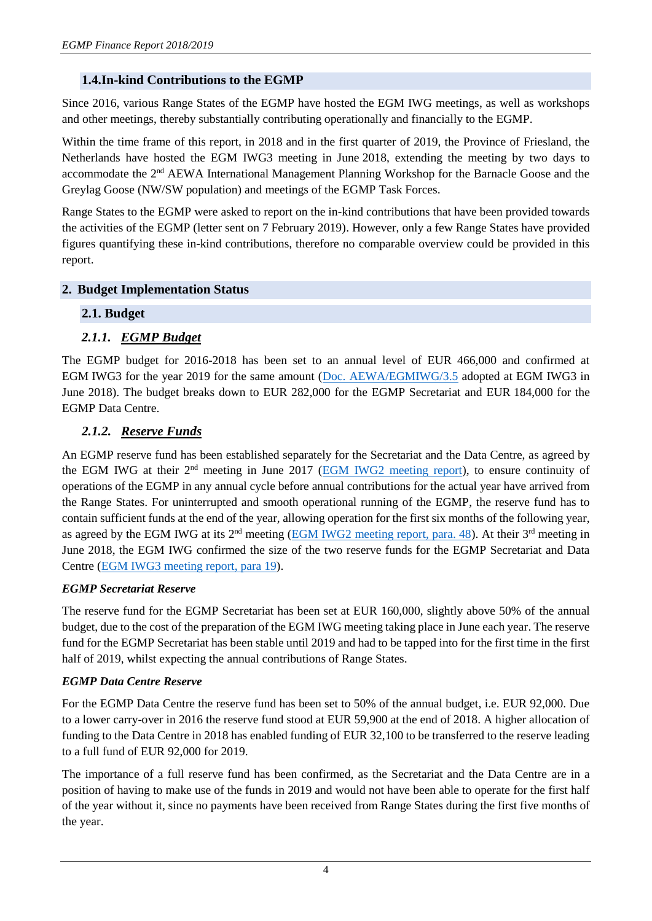### 1.4. In-kind Contributions to the EGMP

Since 2016, various Range States of the EGMP have hosted the EGM IWG meetings, as well as workshops and other meetings, thereby substantially contributing operationally and financially to the EGMP.

Within the time frame of this report, in 2018 and in the first quarter of 2019, the Province of Friesland, the Netherlands have hosted the EGM IWG3 meeting in June 2018, extending the meeting by two days to accommodate the 2nd AEWA International Management Planning Workshop for the Barnacle Goose and the Greylag Goose (NW/SW population) and meetings of the EGMP Task Forces.

Range States to the EGMP were asked to report on the in-kind contributions that have been provided towards the activities of the EGMP (letter sent on 7 February 2019). However, only a few Range States have provided figures quantifying these in-kind contributions, therefore no comparable overview could be provided in this report.

## 2. Budget Implementation Status

### 2.1. Budget

#### *2.1.1. EGMP Budget*

The EGMP budget for 2016-2018 has been set to an annual level of EUR 466,000 and confirmed at EGM IWG3 for the year 2019 for the same amount (Doc. AEWA/EGMIWG/3.5 adopted at EGM IWG3 in June 2018). The budget breaks down to EUR 282,000 for the EGMP Secretariat and EUR 184,000 for the EGMP Data Centre.

#### *2.1.2. Reserve Funds*

An EGMP reserve fund has been established separately for the Secretariat and the Data Centre, as agreed by the EGM IWG at their 2nd meeting in June 2017 (EGM IWG2 meeting report), to ensure continuity of operations of the EGMP in any annual cycle before annual contributions for the actual year have arrived from the Range States. For uninterrupted and smooth operational running of the EGMP, the reserve fund has to contain sufficient funds at the end of the year, allowing operation for the first six months of the following year, as agreed by the EGM IWG at its 2nd meeting (EGM IWG2 meeting report, para. 48). At their 3rd meeting in June 2018, the EGM IWG confirmed the size of the two reserve funds for the EGMP Secretariat and Data Centre (EGM IWG3 meeting report, para 19).

***EGMP Secretariat Reserve***

The reserve fund for the EGMP Secretariat has been set at EUR 160,000, slightly above 50% of the annual budget, due to the cost of the preparation of the EGM IWG meeting taking place in June each year. The reserve fund for the EGMP Secretariat has been stable until 2019 and had to be tapped into for the first time in the first half of 2019, whilst expecting the annual contributions of Range States.

***EGMP Data Centre Reserve***

For the EGMP Data Centre the reserve fund has been set to 50% of the annual budget, i.e. EUR 92,000. Due to a lower carry-over in 2016 the reserve fund stood at EUR 59,900 at the end of 2018. A higher allocation of funding to the Data Centre in 2018 has enabled funding of EUR 32,100 to be transferred to the reserve leading to a full fund of EUR 92,000 for 2019.

The importance of a full reserve fund has been confirmed, as the Secretariat and the Data Centre are in a position of having to make use of the funds in 2019 and would not have been able to operate for the first half of the year without it, since no payments have been received from Range States during the first five months of the year.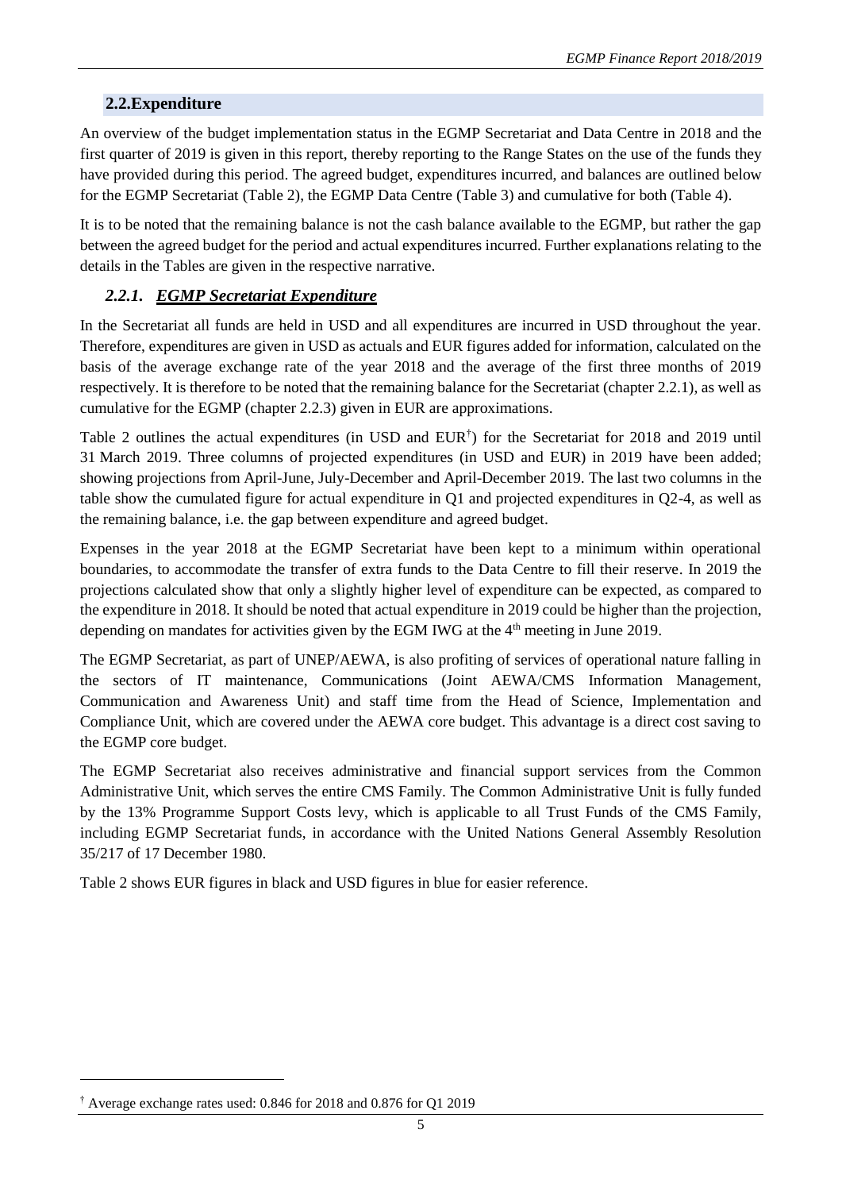## 2.2. Expenditure

An overview of the budget implementation status in the EGMP Secretariat and Data Centre in 2018 and the first quarter of 2019 is given in this report, thereby reporting to the Range States on the use of the funds they have provided during this period. The agreed budget, expenditures incurred, and balances are outlined below for the EGMP Secretariat (Table 2), the EGMP Data Centre (Table 3) and cumulative for both (Table 4).

It is to be noted that the remaining balance is not the cash balance available to the EGMP, but rather the gap between the agreed budget for the period and actual expenditures incurred. Further explanations relating to the details in the Tables are given in the respective narrative.

### *2.2.1. EGMP Secretariat Expenditure*

In the Secretariat all funds are held in USD and all expenditures are incurred in USD throughout the year. Therefore, expenditures are given in USD as actuals and EUR figures added for information, calculated on the basis of the average exchange rate of the year 2018 and the average of the first three months of 2019 respectively. It is therefore to be noted that the remaining balance for the Secretariat (chapter 2.2.1), as well as cumulative for the EGMP (chapter 2.2.3) given in EUR are approximations.

Table 2 outlines the actual expenditures (in USD and EUR[†]) for the Secretariat for 2018 and 2019 until 31 March 2019. Three columns of projected expenditures (in USD and EUR) in 2019 have been added; showing projections from April-June, July-December and April-December 2019. The last two columns in the table show the cumulated figure for actual expenditure in Q1 and projected expenditures in Q2-4, as well as the remaining balance, i.e. the gap between expenditure and agreed budget.

Expenses in the year 2018 at the EGMP Secretariat have been kept to a minimum within operational boundaries, to accommodate the transfer of extra funds to the Data Centre to fill their reserve. In 2019 the projections calculated show that only a slightly higher level of expenditure can be expected, as compared to the expenditure in 2018. It should be noted that actual expenditure in 2019 could be higher than the projection, depending on mandates for activities given by the EGM IWG at the 4th meeting in June 2019.

The EGMP Secretariat, as part of UNEP/AEWA, is also profiting of services of operational nature falling in the sectors of IT maintenance, Communications (Joint AEWA/CMS Information Management, Communication and Awareness Unit) and staff time from the Head of Science, Implementation and Compliance Unit, which are covered under the AEWA core budget. This advantage is a direct cost saving to the EGMP core budget.

The EGMP Secretariat also receives administrative and financial support services from the Common Administrative Unit, which serves the entire CMS Family. The Common Administrative Unit is fully funded by the 13% Programme Support Costs levy, which is applicable to all Trust Funds of the CMS Family, including EGMP Secretariat funds, in accordance with the United Nations General Assembly Resolution 35/217 of 17 December 1980.

Table 2 shows EUR figures in black and USD figures in blue for easier reference.

[†] Average exchange rates used: 0.846 for 2018 and 0.876 for Q1 2019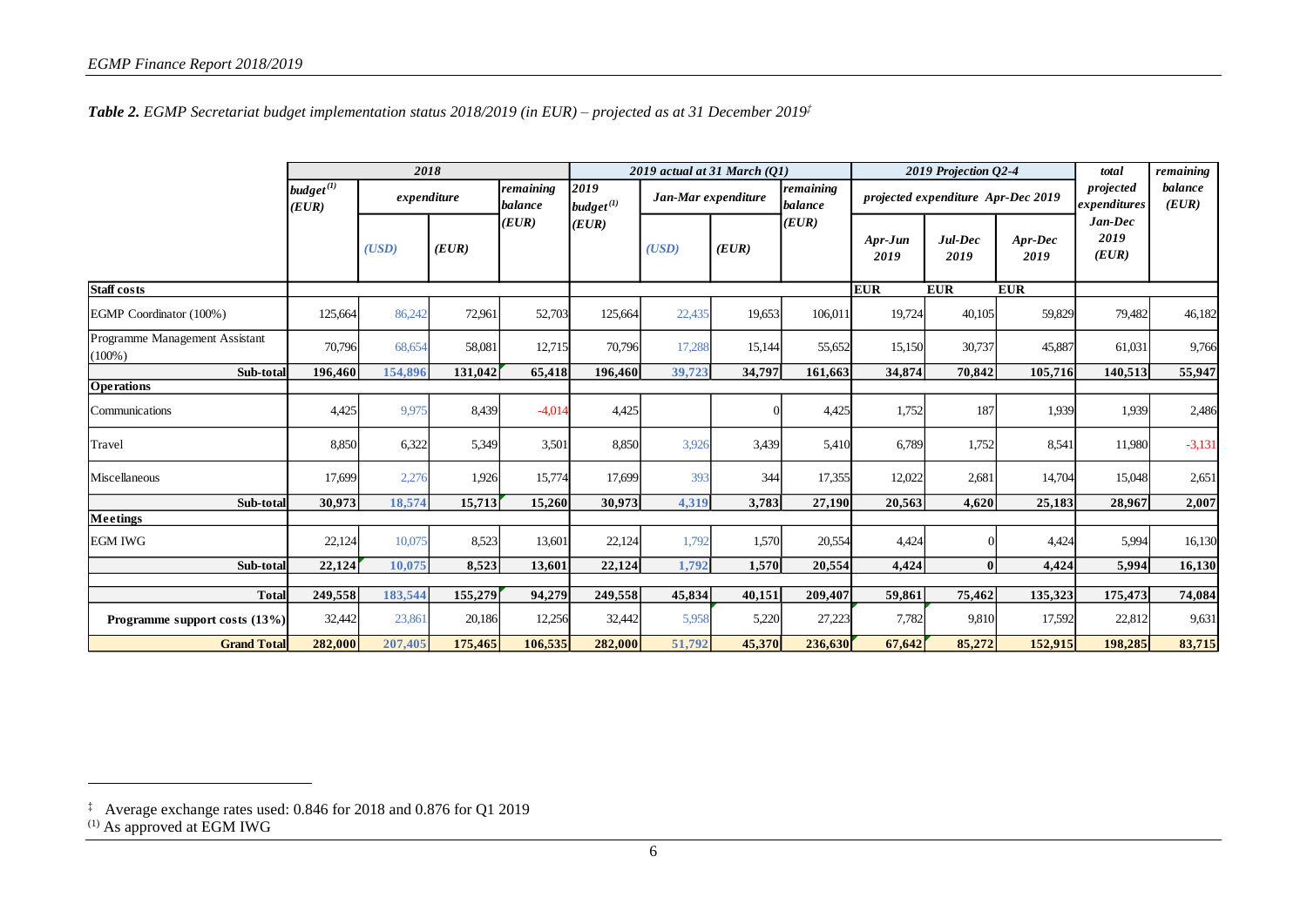***Table 2.*** *EGMP Secretariat budget implementation status 2018/2019 (in EUR) – projected as at 31 December 2019*[‡]

| | 2018 | | | | 2019 actual at 31 March (Q1) | | | | 2019 Projection Q2-4 | | | total | remaining |
|---|---|---|---|---|---|---|---|---|---|---|---|---|---|
| | budget[(1)] (EUR) | expenditure | | remaining balance (EUR) | 2019 budget[(1)] (EUR) | Jan-Mar expenditure | | remaining balance (EUR) | projected expenditure Apr-Dec 2019 | | | projected expenditures Jan-Dec 2019 (EUR) | balance (EUR) |
| | | (USD) | (EUR) | | | (USD) | (EUR) | | Apr-Jun 2019 | Jul-Dec 2019 | Apr-Dec 2019 | | |
| **Staff costs** | | | | | | | | | EUR | EUR | EUR | | |
| EGMP Coordinator (100%) | 125,664 | 86,242 | 72,961 | 52,703 | 125,664 | 22,435 | 19,653 | 106,011 | 19,724 | 40,105 | 59,829 | 79,482 | 46,182 |
| Programme Management Assistant (100%) | 70,796 | 68,654 | 58,081 | 12,715 | 70,796 | 17,288 | 15,144 | 55,652 | 15,150 | 30,737 | 45,887 | 61,031 | 9,766 |
| **Sub-total** | **196,460** | **154,896** | **131,042** | **65,418** | **196,460** | **39,723** | **34,797** | **161,663** | **34,874** | **70,842** | **105,716** | **140,513** | **55,947** |
| **Operations** | | | | | | | | | | | | | |
| Communications | 4,425 | 9,975 | 8,439 | -4,014 | 4,425 | | 0 | 4,425 | 1,752 | 187 | 1,939 | 1,939 | 2,486 |
| Travel | 8,850 | 6,322 | 5,349 | 3,501 | 8,850 | 3,926 | 3,439 | 5,410 | 6,789 | 1,752 | 8,541 | 11,980 | -3,131 |
| Miscellaneous | 17,699 | 2,276 | 1,926 | 15,774 | 17,699 | 393 | 344 | 17,355 | 12,022 | 2,681 | 14,704 | 15,048 | 2,651 |
| **Sub-total** | **30,973** | **18,574** | **15,713** | **15,260** | **30,973** | **4,319** | **3,783** | **27,190** | **20,563** | **4,620** | **25,183** | **28,967** | **2,007** |
| **Meetings** | | | | | | | | | | | | | |
| EGM IWG | 22,124 | 10,075 | 8,523 | 13,601 | 22,124 | 1,792 | 1,570 | 20,554 | 4,424 | 0 | 4,424 | 5,994 | 16,130 |
| **Sub-total** | **22,124** | **10,075** | **8,523** | **13,601** | **22,124** | **1,792** | **1,570** | **20,554** | **4,424** | **0** | **4,424** | **5,994** | **16,130** |
| **Total** | **249,558** | **183,544** | **155,279** | **94,279** | **249,558** | **45,834** | **40,151** | **209,407** | **59,861** | **75,462** | **135,323** | **175,473** | **74,084** |
| **Programme support costs (13%)** | 32,442 | 23,861 | 20,186 | 12,256 | 32,442 | 5,958 | 5,220 | 27,223 | 7,782 | 9,810 | 17,592 | 22,812 | 9,631 |
| **Grand Total** | **282,000** | **207,405** | **175,465** | **106,535** | **282,000** | **51,792** | **45,370** | **236,630** | **67,642** | **85,272** | **152,915** | **198,285** | **83,715** |

‡ Average exchange rates used: 0.846 for 2018 and 0.876 for Q1 2019

(1) As approved at EGM IWG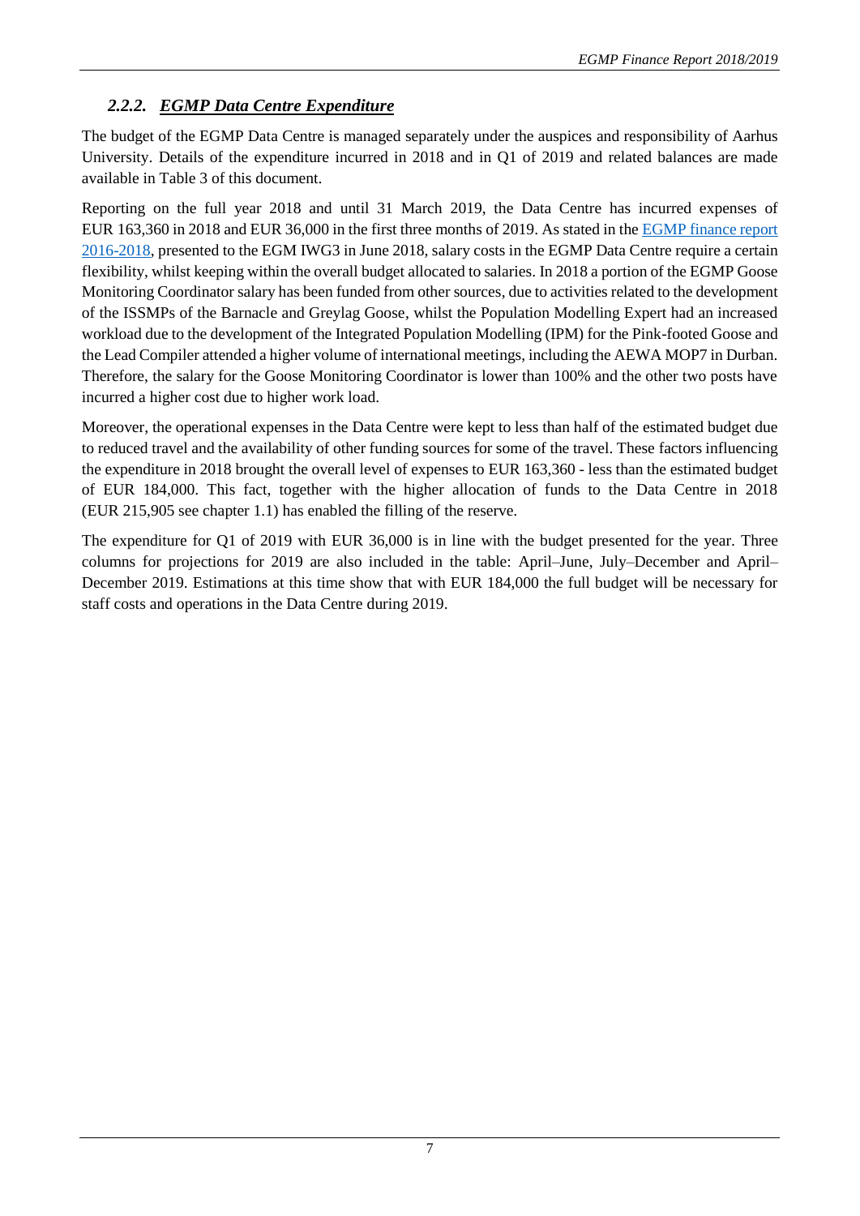### *2.2.2. EGMP Data Centre Expenditure*

The budget of the EGMP Data Centre is managed separately under the auspices and responsibility of Aarhus University. Details of the expenditure incurred in 2018 and in Q1 of 2019 and related balances are made available in Table 3 of this document.

Reporting on the full year 2018 and until 31 March 2019, the Data Centre has incurred expenses of EUR 163,360 in 2018 and EUR 36,000 in the first three months of 2019. As stated in the EGMP finance report 2016-2018, presented to the EGM IWG3 in June 2018, salary costs in the EGMP Data Centre require a certain flexibility, whilst keeping within the overall budget allocated to salaries. In 2018 a portion of the EGMP Goose Monitoring Coordinator salary has been funded from other sources, due to activities related to the development of the ISSMPs of the Barnacle and Greylag Goose, whilst the Population Modelling Expert had an increased workload due to the development of the Integrated Population Modelling (IPM) for the Pink-footed Goose and the Lead Compiler attended a higher volume of international meetings, including the AEWA MOP7 in Durban. Therefore, the salary for the Goose Monitoring Coordinator is lower than 100% and the other two posts have incurred a higher cost due to higher work load.

Moreover, the operational expenses in the Data Centre were kept to less than half of the estimated budget due to reduced travel and the availability of other funding sources for some of the travel. These factors influencing the expenditure in 2018 brought the overall level of expenses to EUR 163,360 - less than the estimated budget of EUR 184,000. This fact, together with the higher allocation of funds to the Data Centre in 2018 (EUR 215,905 see chapter 1.1) has enabled the filling of the reserve.

The expenditure for Q1 of 2019 with EUR 36,000 is in line with the budget presented for the year. Three columns for projections for 2019 are also included in the table: April–June, July–December and April–December 2019. Estimations at this time show that with EUR 184,000 the full budget will be necessary for staff costs and operations in the Data Centre during 2019.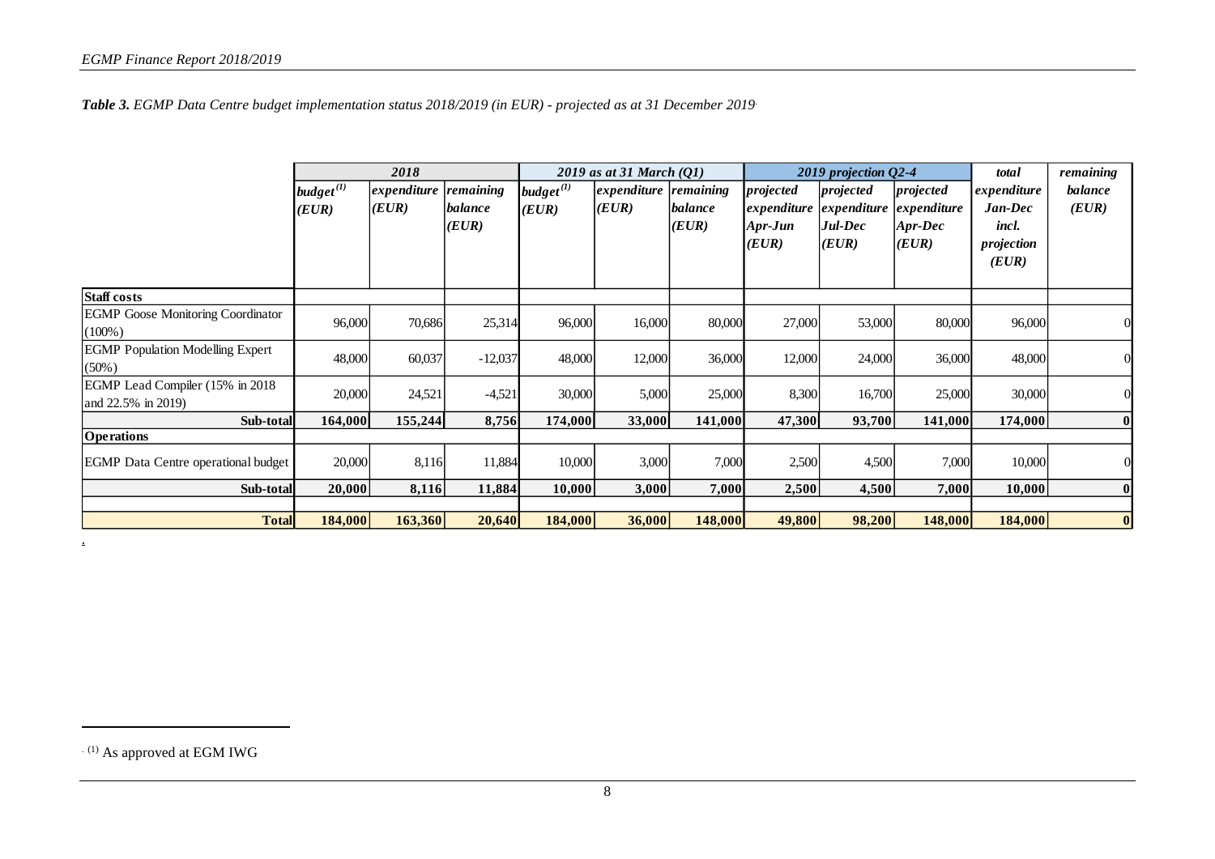***Table 3.** EGMP Data Centre budget implementation status 2018/2019 (in EUR) - projected as at 31 December 2019*

| | *2018* | | | *2019 as at 31 March (Q1)* | | | *2019 projection Q2-4* | | | *total* | *remaining* |
|---|---|---|---|---|---|---|---|---|---|---|---|
| | *budget[(1)] (EUR)* | *expenditure (EUR)* | *remaining balance (EUR)* | *budget[(1)] (EUR)* | *expenditure (EUR)* | *remaining balance (EUR)* | *projected expenditure Apr-Jun (EUR)* | *projected expenditure Jul-Dec (EUR)* | *projected expenditure Apr-Dec (EUR)* | *expenditure Jan-Dec incl. projection (EUR)* | *balance (EUR)* |
| **Staff costs** | | | | | | | | | | | |
| EGMP Goose Monitoring Coordinator (100%) | 96,000 | 70,686 | 25,314 | 96,000 | 16,000 | 80,000 | 27,000 | 53,000 | 80,000 | 96,000 | 0 |
| EGMP Population Modelling Expert (50%) | 48,000 | 60,037 | -12,037 | 48,000 | 12,000 | 36,000 | 12,000 | 24,000 | 36,000 | 48,000 | 0 |
| EGMP Lead Compiler (15% in 2018 and 22.5% in 2019) | 20,000 | 24,521 | -4,521 | 30,000 | 5,000 | 25,000 | 8,300 | 16,700 | 25,000 | 30,000 | 0 |
| **Sub-total** | **164,000** | **155,244** | **8,756** | **174,000** | **33,000** | **141,000** | **47,300** | **93,700** | **141,000** | **174,000** | **0** |
| **Operations** | | | | | | | | | | | |
| EGMP Data Centre operational budget | 20,000 | 8,116 | 11,884 | 10,000 | 3,000 | 7,000 | 2,500 | 4,500 | 7,000 | 10,000 | 0 |
| **Sub-total** | **20,000** | **8,116** | **11,884** | **10,000** | **3,000** | **7,000** | **2,500** | **4,500** | **7,000** | **10,000** | **0** |
| | | | | | | | | | | | |
| **Total** | **184,000** | **163,360** | **20,640** | **184,000** | **36,000** | **148,000** | **49,800** | **98,200** | **148,000** | **184,000** | **0** |

[(1)] As approved at EGM IWG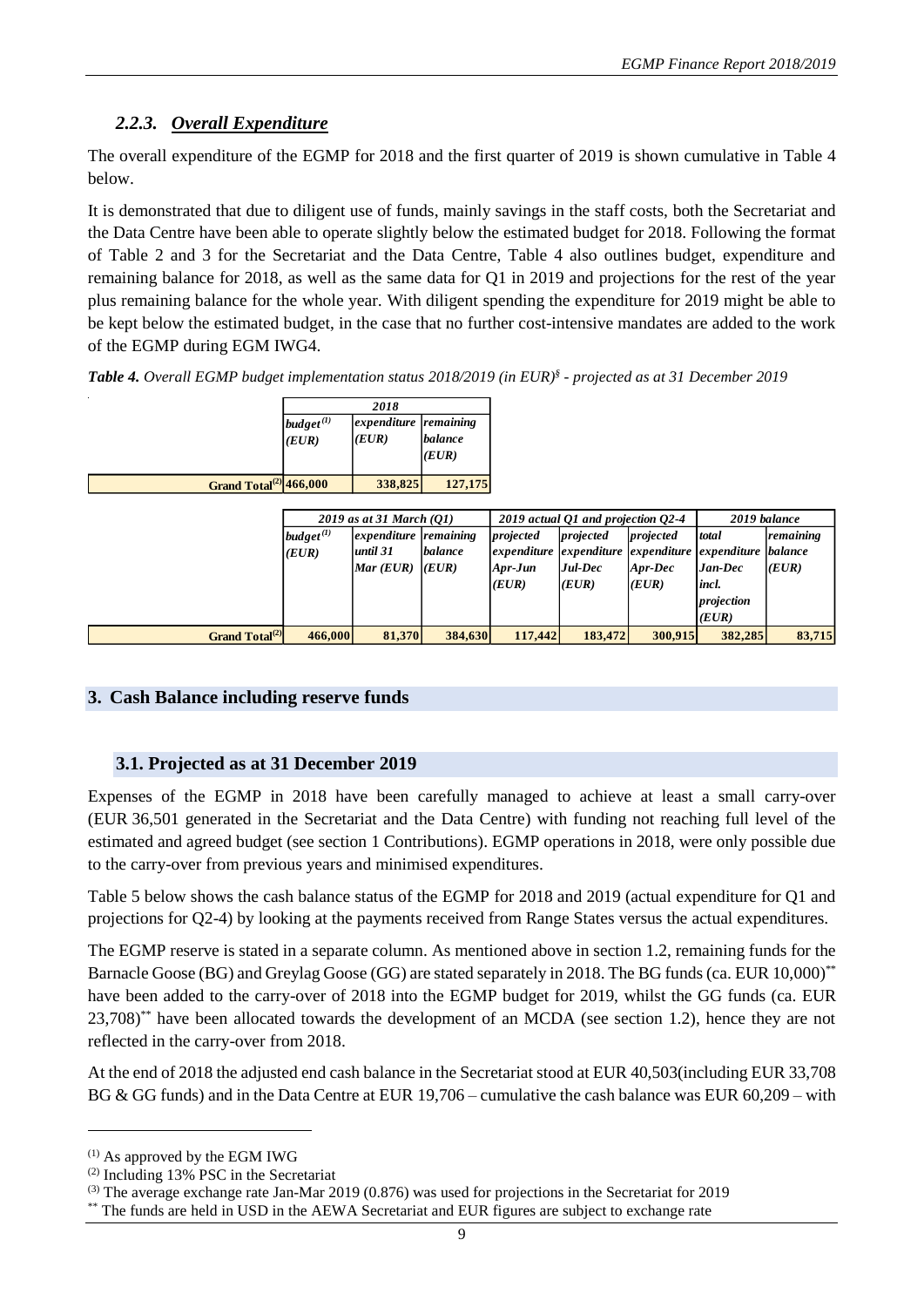### *2.2.3. Overall Expenditure*

The overall expenditure of the EGMP for 2018 and the first quarter of 2019 is shown cumulative in Table 4 below.

It is demonstrated that due to diligent use of funds, mainly savings in the staff costs, both the Secretariat and the Data Centre have been able to operate slightly below the estimated budget for 2018. Following the format of Table 2 and 3 for the Secretariat and the Data Centre, Table 4 also outlines budget, expenditure and remaining balance for 2018, as well as the same data for Q1 in 2019 and projections for the rest of the year plus remaining balance for the whole year. With diligent spending the expenditure for 2019 might be able to be kept below the estimated budget, in the case that no further cost-intensive mandates are added to the work of the EGMP during EGM IWG4.

***Table 4.*** *Overall EGMP budget implementation status 2018/2019 (in EUR)[§] - projected as at 31 December 2019*

| | 2018 | | |
|---|---|---|---|
| | *budget[(1)] (EUR)* | *expenditure (EUR)* | *remaining balance (EUR)* |
| **Grand Total[(2)]** | **466,000** | **338,825** | **127,175** |

| | 2019 as at 31 March (Q1) | | | 2019 actual Q1 and projection Q2-4 | | | 2019 balance | |
|---|---|---|---|---|---|---|---|---|
| | *budget[(1)] (EUR)* | *expenditure until 31 Mar (EUR)* | *remaining balance (EUR)* | *projected expenditure Apr-Jun (EUR)* | *projected expenditure Jul-Dec (EUR)* | *projected expenditure Apr-Dec (EUR)* | *total expenditure Jan-Dec incl. projection (EUR)* | *remaining balance (EUR)* |
| **Grand Total[(2)]** | **466,000** | **81,370** | **384,630** | **117,442** | **183,472** | **300,915** | **382,285** | **83,715** |

## 3. Cash Balance including reserve funds

### 3.1. Projected as at 31 December 2019

Expenses of the EGMP in 2018 have been carefully managed to achieve at least a small carry-over (EUR 36,501 generated in the Secretariat and the Data Centre) with funding not reaching full level of the estimated and agreed budget (see section 1 Contributions). EGMP operations in 2018, were only possible due to the carry-over from previous years and minimised expenditures.

Table 5 below shows the cash balance status of the EGMP for 2018 and 2019 (actual expenditure for Q1 and projections for Q2-4) by looking at the payments received from Range States versus the actual expenditures.

The EGMP reserve is stated in a separate column. As mentioned above in section 1.2, remaining funds for the Barnacle Goose (BG) and Greylag Goose (GG) are stated separately in 2018. The BG funds (ca. EUR 10,000)[**] have been added to the carry-over of 2018 into the EGMP budget for 2019, whilst the GG funds (ca. EUR 23,708)[**] have been allocated towards the development of an MCDA (see section 1.2), hence they are not reflected in the carry-over from 2018.

At the end of 2018 the adjusted end cash balance in the Secretariat stood at EUR 40,503(including EUR 33,708 BG & GG funds) and in the Data Centre at EUR 19,706 – cumulative the cash balance was EUR 60,209 – with

---

(1) As approved by the EGM IWG

(2) Including 13% PSC in the Secretariat

(3) The average exchange rate Jan-Mar 2019 (0.876) was used for projections in the Secretariat for 2019

** The funds are held in USD in the AEWA Secretariat and EUR figures are subject to exchange rate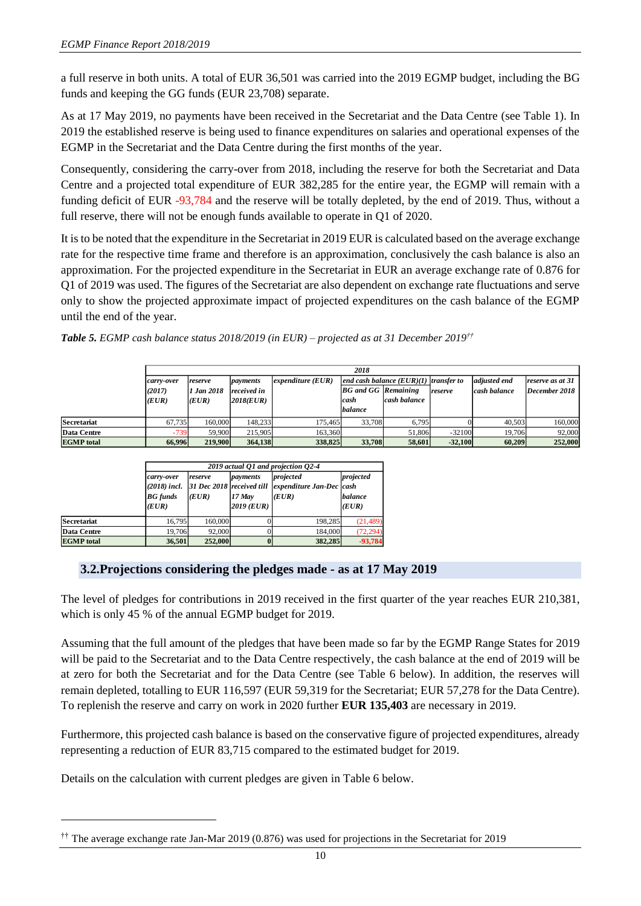a full reserve in both units. A total of EUR 36,501 was carried into the 2019 EGMP budget, including the BG funds and keeping the GG funds (EUR 23,708) separate.

As at 17 May 2019, no payments have been received in the Secretariat and the Data Centre (see Table 1). In 2019 the established reserve is being used to finance expenditures on salaries and operational expenses of the EGMP in the Secretariat and the Data Centre during the first months of the year.

Consequently, considering the carry-over from 2018, including the reserve for both the Secretariat and Data Centre and a projected total expenditure of EUR 382,285 for the entire year, the EGMP will remain with a funding deficit of EUR -93,784 and the reserve will be totally depleted, by the end of 2019. Thus, without a full reserve, there will not be enough funds available to operate in Q1 of 2020.

It is to be noted that the expenditure in the Secretariat in 2019 EUR is calculated based on the average exchange rate for the respective time frame and therefore is an approximation, conclusively the cash balance is also an approximation. For the projected expenditure in the Secretariat in EUR an average exchange rate of 0.876 for Q1 of 2019 was used. The figures of the Secretariat are also dependent on exchange rate fluctuations and serve only to show the projected approximate impact of projected expenditures on the cash balance of the EGMP until the end of the year.

***Table 5.*** *EGMP cash balance status 2018/2019 (in EUR) – projected as at 31 December 2019*[††]

| | 2018 | | | | | | | | |
|---|---|---|---|---|---|---|---|---|---|
| | *carry-over (2017) (EUR)* | *reserve 1 Jan 2018 (EUR)* | *payments received in 2018(EUR)* | *expenditure (EUR)* | *end cash balance (EUR)(1)* | | *transfer to reserve* | *adjusted end cash balance* | *reserve as at 31 December 2018* |
| | | | | | *BG and GG cash balance* | *Remaining cash balance* | | | |
| **Secretariat** | 67,735 | 160,000 | 148,233 | 175,465 | 33,708 | 6,795 | 0 | 40,503 | 160,000 |
| **Data Centre** | -739 | 59,900 | 215,905 | 163,360 | | 51,806 | -32100 | 19,706 | 92,000 |
| **EGMP total** | **66,996** | **219,900** | **364,138** | **338,825** | **33,708** | **58,601** | **-32,100** | **60,209** | **252,000** |

| | 2019 actual Q1 and projection Q2-4 | | | | |
|---|---|---|---|---|---|
| | *carry-over (2018) incl. BG funds (EUR)* | *reserve 31 Dec 2018 (EUR)* | *payments received till 17 May 2019 (EUR)* | *projected expenditure Jan-Dec (EUR)* | *projected cash balance (EUR)* |
| **Secretariat** | 16,795 | 160,000 | 0 | 198,285 | (21,489) |
| **Data Centre** | 19,706 | 92,000 | 0 | 184,000 | (72,294) |
| **EGMP total** | **36,501** | **252,000** | **0** | **382,285** | **-93,784** |

## 3.2. Projections considering the pledges made - as at 17 May 2019

The level of pledges for contributions in 2019 received in the first quarter of the year reaches EUR 210,381, which is only 45 % of the annual EGMP budget for 2019.

Assuming that the full amount of the pledges that have been made so far by the EGMP Range States for 2019 will be paid to the Secretariat and to the Data Centre respectively, the cash balance at the end of 2019 will be at zero for both the Secretariat and for the Data Centre (see Table 6 below). In addition, the reserves will remain depleted, totalling to EUR 116,597 (EUR 59,319 for the Secretariat; EUR 57,278 for the Data Centre). To replenish the reserve and carry on work in 2020 further **EUR 135,403** are necessary in 2019.

Furthermore, this projected cash balance is based on the conservative figure of projected expenditures, already representing a reduction of EUR 83,715 compared to the estimated budget for 2019.

Details on the calculation with current pledges are given in Table 6 below.

[††] The average exchange rate Jan-Mar 2019 (0.876) was used for projections in the Secretariat for 2019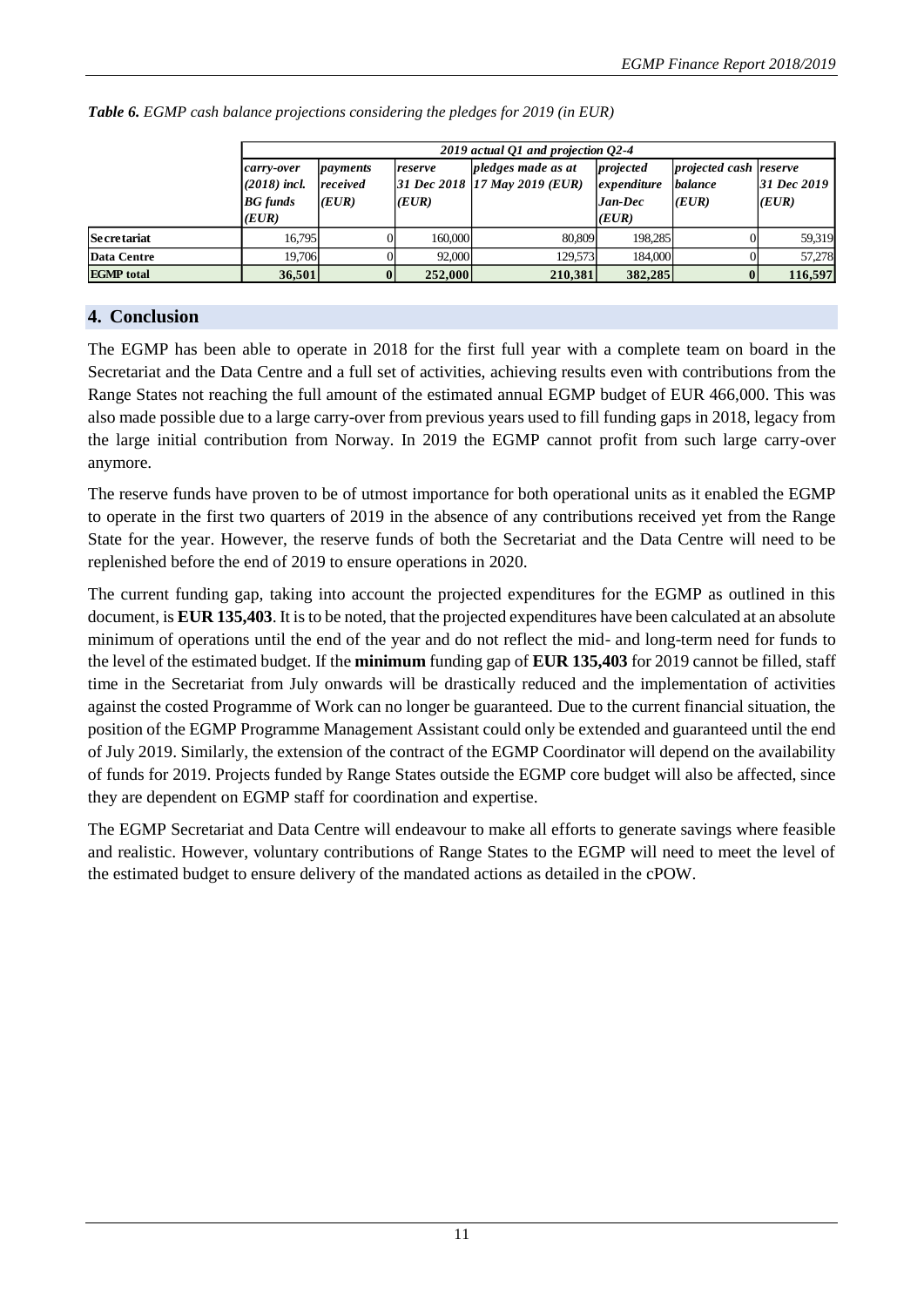***Table 6.*** *EGMP cash balance projections considering the pledges for 2019 (in EUR)*

| | *2019 actual Q1 and projection Q2-4* | | | | | | |
|---|---|---|---|---|---|---|---|
| | *carry-over (2018) incl. BG funds (EUR)* | *payments received (EUR)* | *reserve 31 Dec 2018 (EUR)* | *pledges made as at 17 May 2019 (EUR)* | *projected expenditure Jan-Dec (EUR)* | *projected cash balance (EUR)* | *reserve 31 Dec 2019 (EUR)* |
| **Secretariat** | 16,795 | 0 | 160,000 | 80,809 | 198,285 | 0 | 59,319 |
| **Data Centre** | 19,706 | 0 | 92,000 | 129,573 | 184,000 | 0 | 57,278 |
| **EGMP total** | **36,501** | **0** | **252,000** | **210,381** | **382,285** | **0** | **116,597** |

## 4. Conclusion

The EGMP has been able to operate in 2018 for the first full year with a complete team on board in the Secretariat and the Data Centre and a full set of activities, achieving results even with contributions from the Range States not reaching the full amount of the estimated annual EGMP budget of EUR 466,000. This was also made possible due to a large carry-over from previous years used to fill funding gaps in 2018, legacy from the large initial contribution from Norway. In 2019 the EGMP cannot profit from such large carry-over anymore.

The reserve funds have proven to be of utmost importance for both operational units as it enabled the EGMP to operate in the first two quarters of 2019 in the absence of any contributions received yet from the Range State for the year. However, the reserve funds of both the Secretariat and the Data Centre will need to be replenished before the end of 2019 to ensure operations in 2020.

The current funding gap, taking into account the projected expenditures for the EGMP as outlined in this document, is **EUR 135,403**. It is to be noted, that the projected expenditures have been calculated at an absolute minimum of operations until the end of the year and do not reflect the mid- and long-term need for funds to the level of the estimated budget. If the **minimum** funding gap of **EUR 135,403** for 2019 cannot be filled, staff time in the Secretariat from July onwards will be drastically reduced and the implementation of activities against the costed Programme of Work can no longer be guaranteed. Due to the current financial situation, the position of the EGMP Programme Management Assistant could only be extended and guaranteed until the end of July 2019. Similarly, the extension of the contract of the EGMP Coordinator will depend on the availability of funds for 2019. Projects funded by Range States outside the EGMP core budget will also be affected, since they are dependent on EGMP staff for coordination and expertise.

The EGMP Secretariat and Data Centre will endeavour to make all efforts to generate savings where feasible and realistic. However, voluntary contributions of Range States to the EGMP will need to meet the level of the estimated budget to ensure delivery of the mandated actions as detailed in the cPOW.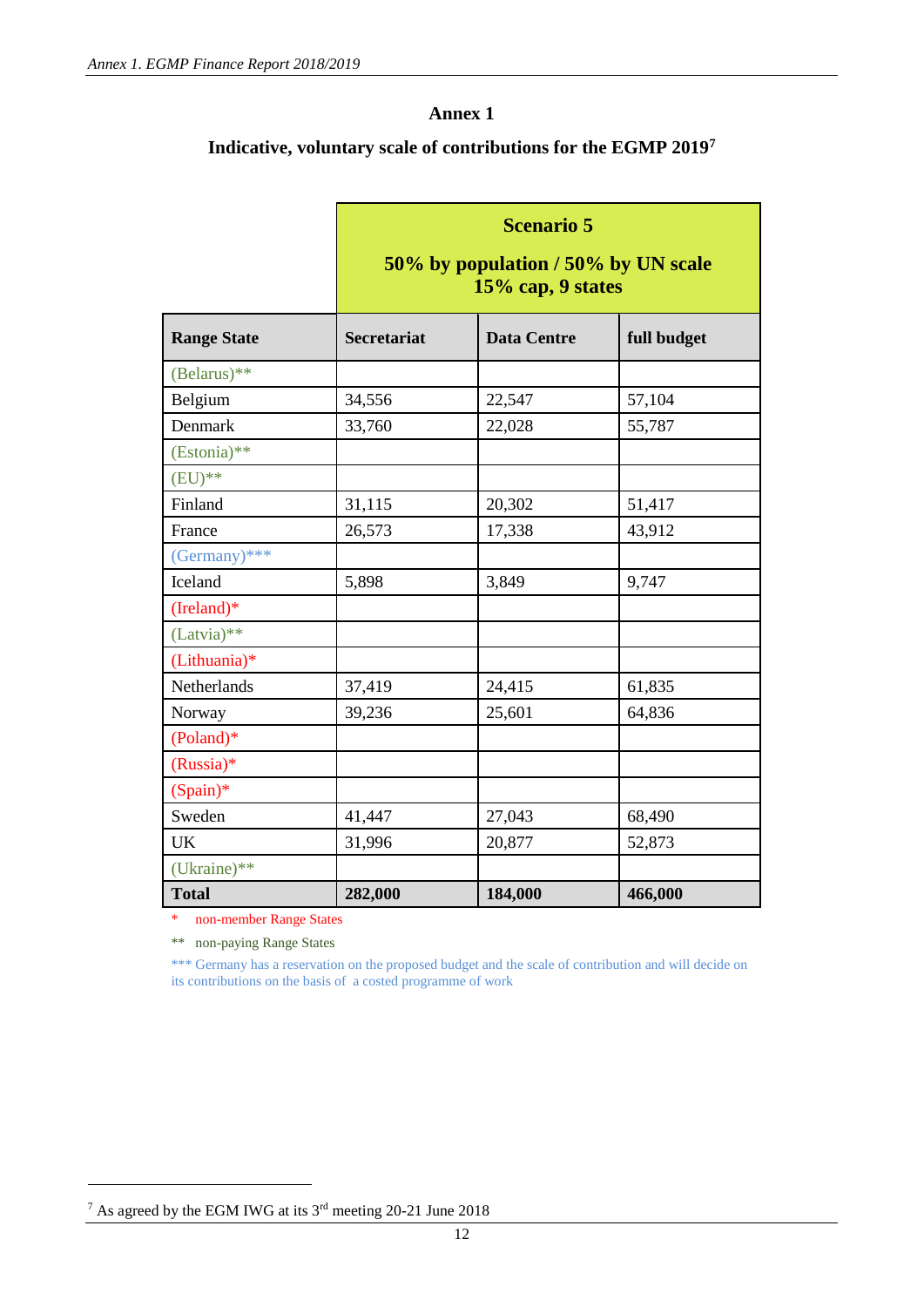## Annex 1

### Indicative, voluntary scale of contributions for the EGMP 2019[7]

| | Scenario 5 50% by population / 50% by UN scale 15% cap, 9 states | | |
|---|---|---|---|
| **Range State** | **Secretariat** | **Data Centre** | **full budget** |
| (Belarus)** | | | |
| Belgium | 34,556 | 22,547 | 57,104 |
| Denmark | 33,760 | 22,028 | 55,787 |
| (Estonia)** | | | |
| (EU)** | | | |
| Finland | 31,115 | 20,302 | 51,417 |
| France | 26,573 | 17,338 | 43,912 |
| (Germany)*** | | | |
| Iceland | 5,898 | 3,849 | 9,747 |
| (Ireland)* | | | |
| (Latvia)** | | | |
| (Lithuania)* | | | |
| Netherlands | 37,419 | 24,415 | 61,835 |
| Norway | 39,236 | 25,601 | 64,836 |
| (Poland)* | | | |
| (Russia)* | | | |
| (Spain)* | | | |
| Sweden | 41,447 | 27,043 | 68,490 |
| UK | 31,996 | 20,877 | 52,873 |
| (Ukraine)** | | | |
| **Total** | **282,000** | **184,000** | **466,000** |

\* non-member Range States

** non-paying Range States

*** Germany has a reservation on the proposed budget and the scale of contribution and will decide on its contributions on the basis of a costed programme of work

[7] As agreed by the EGM IWG at its 3rd meeting 20-21 June 2018